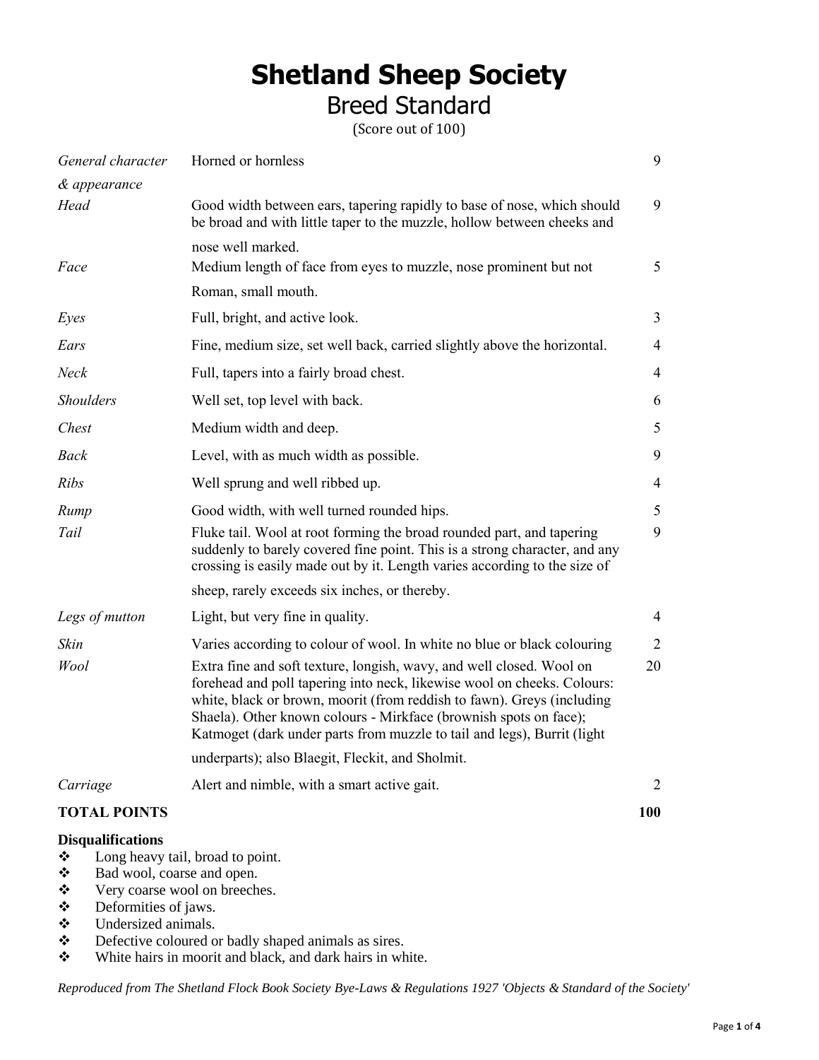# Shetland Sheep Society

## Breed Standard

(Score out of 100)

| | | |
|---|---|---|
| *General character & appearance* | Horned or hornless | 9 |
| *Head* | Good width between ears, tapering rapidly to base of nose, which should be broad and with little taper to the muzzle, hollow between cheeks and nose well marked. | 9 |
| *Face* | Medium length of face from eyes to muzzle, nose prominent but not Roman, small mouth. | 5 |
| *Eyes* | Full, bright, and active look. | 3 |
| *Ears* | Fine, medium size, set well back, carried slightly above the horizontal. | 4 |
| *Neck* | Full, tapers into a fairly broad chest. | 4 |
| *Shoulders* | Well set, top level with back. | 6 |
| *Chest* | Medium width and deep. | 5 |
| *Back* | Level, with as much width as possible. | 9 |
| *Ribs* | Well sprung and well ribbed up. | 4 |
| *Rump* | Good width, with well turned rounded hips. | 5 |
| *Tail* | Fluke tail. Wool at root forming the broad rounded part, and tapering suddenly to barely covered fine point. This is a strong character, and any crossing is easily made out by it. Length varies according to the size of sheep, rarely exceeds six inches, or thereby. | 9 |
| *Legs of mutton* | Light, but very fine in quality. | 4 |
| *Skin* | Varies according to colour of wool. In white no blue or black colouring | 2 |
| *Wool* | Extra fine and soft texture, longish, wavy, and well closed. Wool on forehead and poll tapering into neck, likewise wool on cheeks. Colours: white, black or brown, moorit (from reddish to fawn). Greys (including Shaela). Other known colours - Mirkface (brownish spots on face); Katmoget (dark under parts from muzzle to tail and legs), Burrit (light underparts); also Blaegit, Fleckit, and Sholmit. | 20 |
| *Carriage* | Alert and nimble, with a smart active gait. | 2 |
| **TOTAL POINTS** | | **100** |

**Disqualifications**

- Long heavy tail, broad to point.
- Bad wool, coarse and open.
- Very coarse wool on breeches.
- Deformities of jaws.
- Undersized animals.
- Defective coloured or badly shaped animals as sires.
- White hairs in moorit and black, and dark hairs in white.

*Reproduced from The Shetland Flock Book Society Bye-Laws & Regulations 1927 'Objects & Standard of the Society'*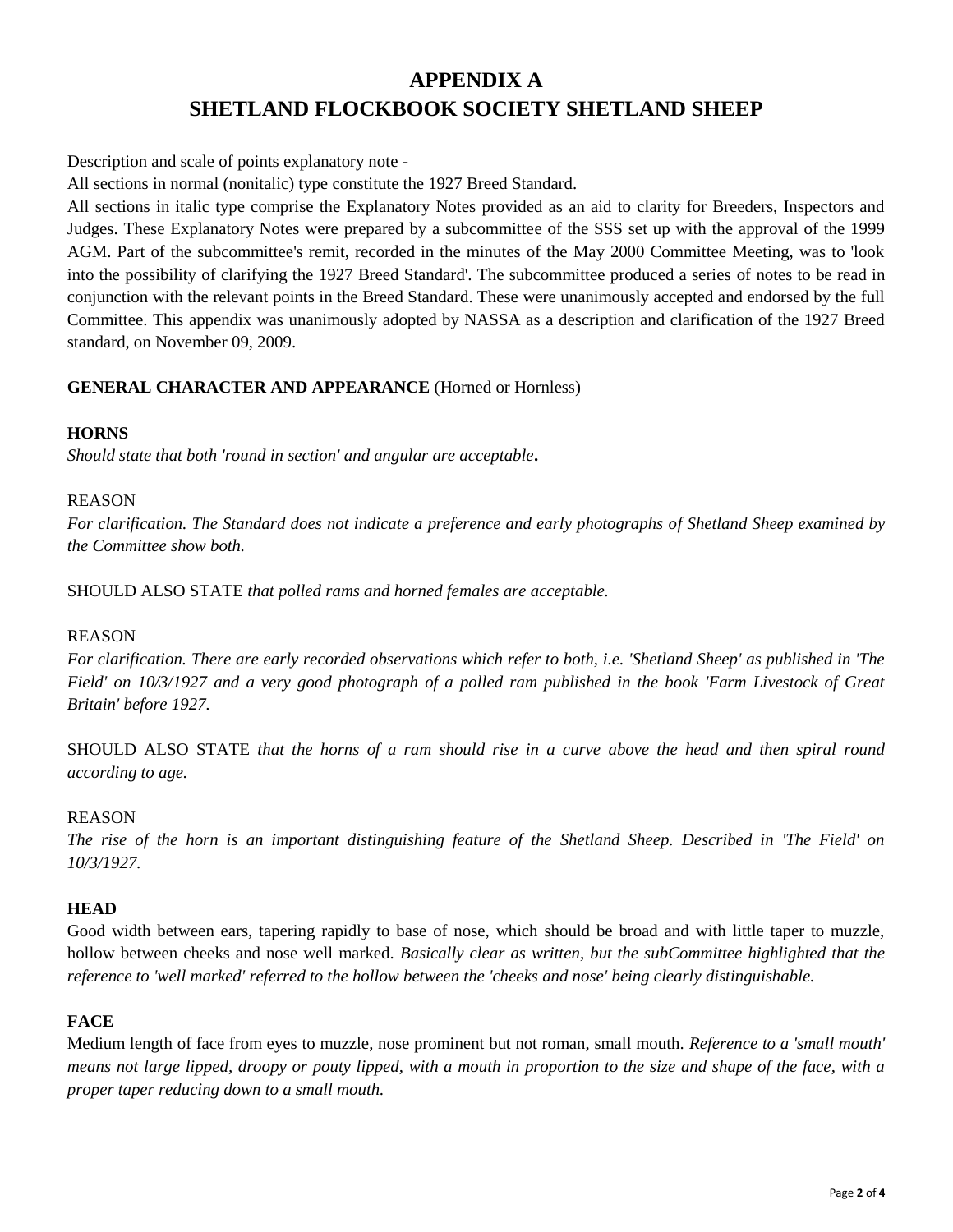# APPENDIX A
# SHETLAND FLOCKBOOK SOCIETY SHETLAND SHEEP

Description and scale of points explanatory note -

All sections in normal (nonitalic) type constitute the 1927 Breed Standard.

All sections in italic type comprise the Explanatory Notes provided as an aid to clarity for Breeders, Inspectors and Judges. These Explanatory Notes were prepared by a subcommittee of the SSS set up with the approval of the 1999 AGM. Part of the subcommittee's remit, recorded in the minutes of the May 2000 Committee Meeting, was to 'look into the possibility of clarifying the 1927 Breed Standard'. The subcommittee produced a series of notes to be read in conjunction with the relevant points in the Breed Standard. These were unanimously accepted and endorsed by the full Committee. This appendix was unanimously adopted by NASSA as a description and clarification of the 1927 Breed standard, on November 09, 2009.

**GENERAL CHARACTER AND APPEARANCE** (Horned or Hornless)

**HORNS**

*Should state that both 'round in section' and angular are acceptable***.**

REASON

*For clarification. The Standard does not indicate a preference and early photographs of Shetland Sheep examined by the Committee show both.*

SHOULD ALSO STATE *that polled rams and horned females are acceptable.*

REASON

*For clarification. There are early recorded observations which refer to both, i.e. 'Shetland Sheep' as published in 'The Field' on 10/3/1927 and a very good photograph of a polled ram published in the book 'Farm Livestock of Great Britain' before 1927.*

SHOULD ALSO STATE *that the horns of a ram should rise in a curve above the head and then spiral round according to age.*

REASON

*The rise of the horn is an important distinguishing feature of the Shetland Sheep. Described in 'The Field' on 10/3/1927.*

**HEAD**

Good width between ears, tapering rapidly to base of nose, which should be broad and with little taper to muzzle, hollow between cheeks and nose well marked. *Basically clear as written, but the subCommittee highlighted that the reference to 'well marked' referred to the hollow between the 'cheeks and nose' being clearly distinguishable.*

**FACE**

Medium length of face from eyes to muzzle, nose prominent but not roman, small mouth. *Reference to a 'small mouth' means not large lipped, droopy or pouty lipped, with a mouth in proportion to the size and shape of the face, with a proper taper reducing down to a small mouth.*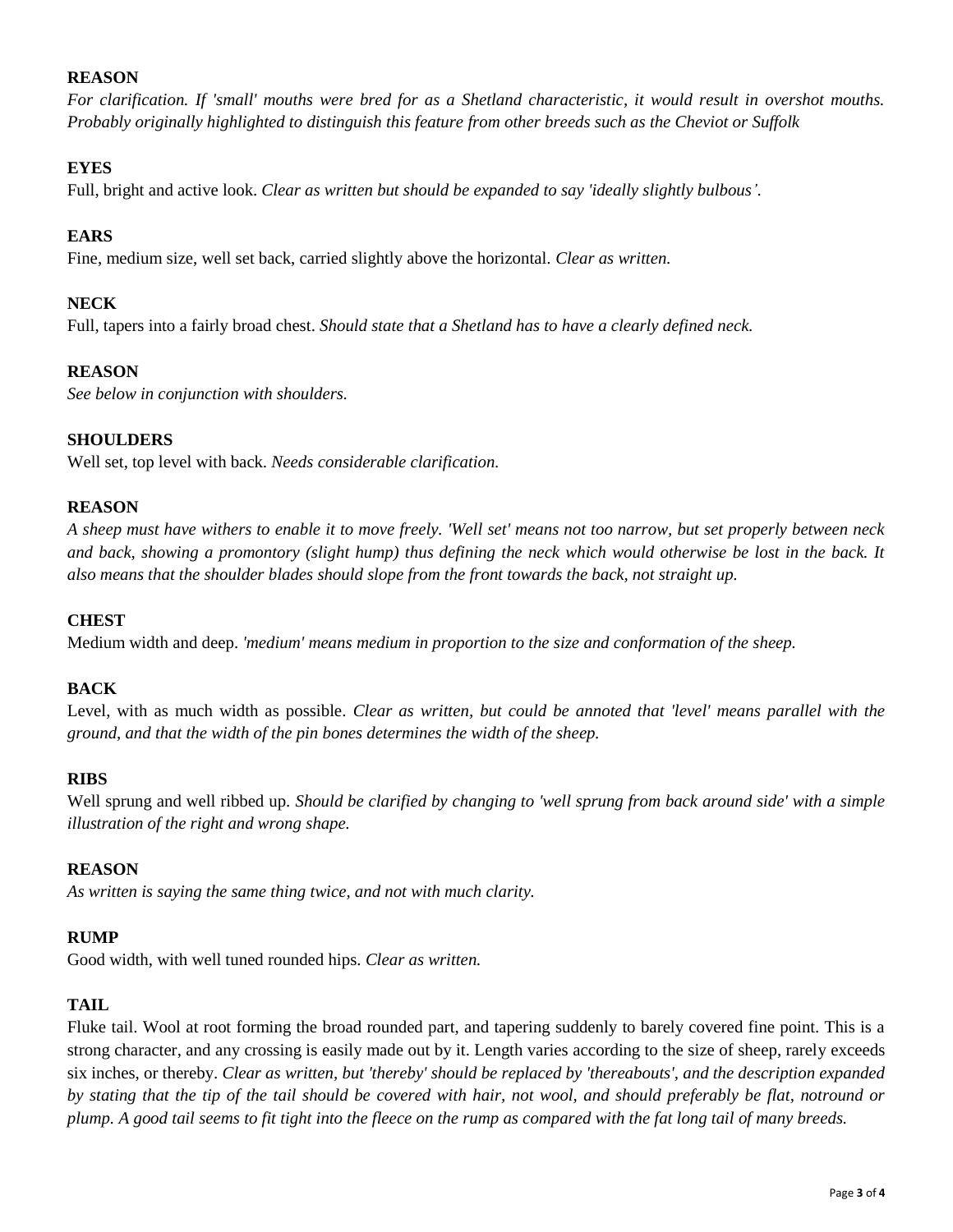**REASON**

*For clarification. If 'small' mouths were bred for as a Shetland characteristic, it would result in overshot mouths. Probably originally highlighted to distinguish this feature from other breeds such as the Cheviot or Suffolk*

**EYES**

Full, bright and active look. *Clear as written but should be expanded to say 'ideally slightly bulbous'.*

**EARS**

Fine, medium size, well set back, carried slightly above the horizontal. *Clear as written.*

**NECK**

Full, tapers into a fairly broad chest. *Should state that a Shetland has to have a clearly defined neck.*

**REASON**

*See below in conjunction with shoulders.*

**SHOULDERS**

Well set, top level with back. *Needs considerable clarification.*

**REASON**

*A sheep must have withers to enable it to move freely. 'Well set' means not too narrow, but set properly between neck and back, showing a promontory (slight hump) thus defining the neck which would otherwise be lost in the back. It also means that the shoulder blades should slope from the front towards the back, not straight up.*

**CHEST**

Medium width and deep. *'medium' means medium in proportion to the size and conformation of the sheep.*

**BACK**

Level, with as much width as possible. *Clear as written, but could be annoted that 'level' means parallel with the ground, and that the width of the pin bones determines the width of the sheep.*

**RIBS**

Well sprung and well ribbed up. *Should be clarified by changing to 'well sprung from back around side' with a simple illustration of the right and wrong shape.*

**REASON**

*As written is saying the same thing twice, and not with much clarity.*

**RUMP**

Good width, with well tuned rounded hips. *Clear as written.*

**TAIL**

Fluke tail. Wool at root forming the broad rounded part, and tapering suddenly to barely covered fine point. This is a strong character, and any crossing is easily made out by it. Length varies according to the size of sheep, rarely exceeds six inches, or thereby. *Clear as written, but 'thereby' should be replaced by 'thereabouts', and the description expanded by stating that the tip of the tail should be covered with hair, not wool, and should preferably be flat, notround or plump. A good tail seems to fit tight into the fleece on the rump as compared with the fat long tail of many breeds.*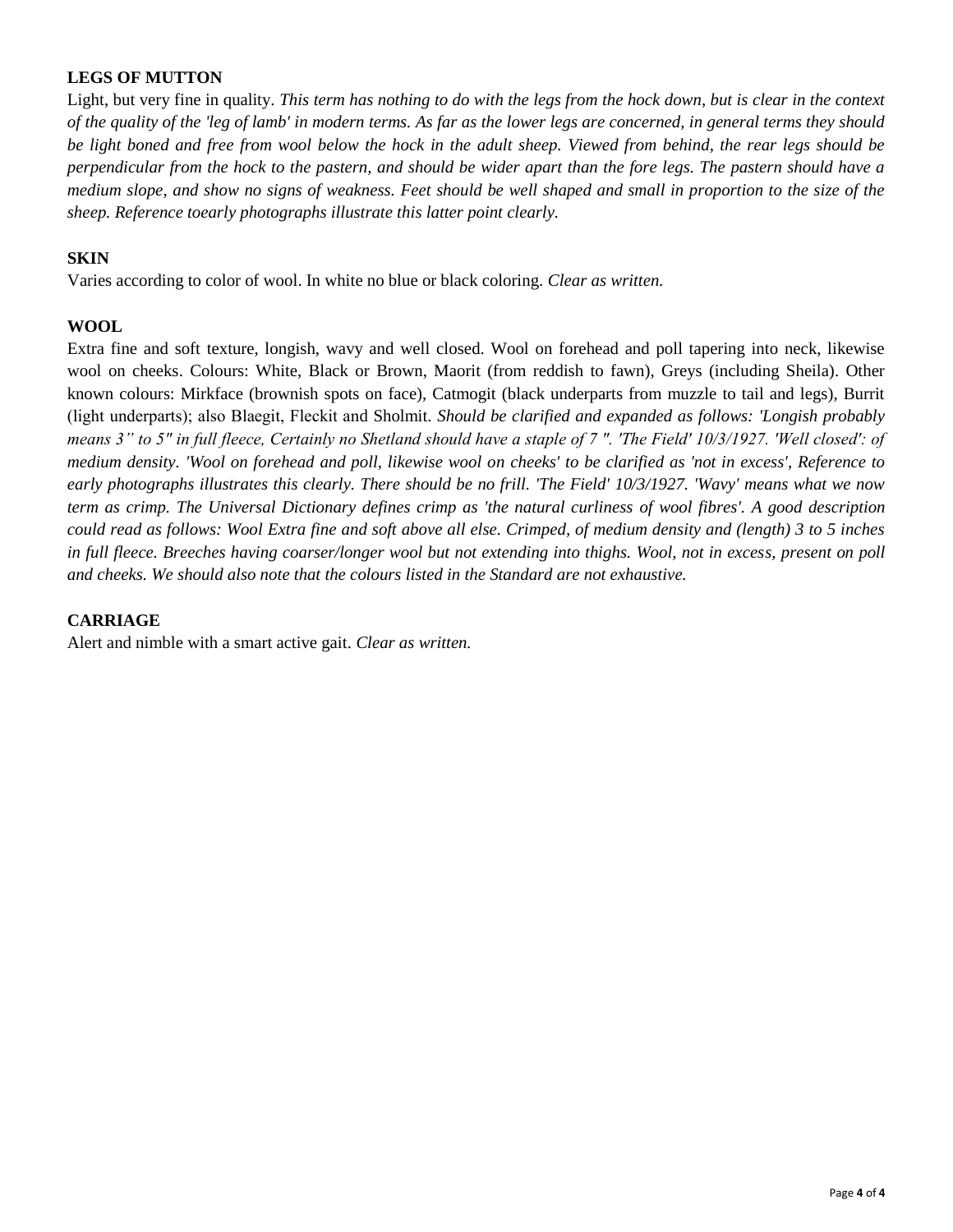**LEGS OF MUTTON**

Light, but very fine in quality. *This term has nothing to do with the legs from the hock down, but is clear in the context of the quality of the 'leg of lamb' in modern terms. As far as the lower legs are concerned, in general terms they should be light boned and free from wool below the hock in the adult sheep. Viewed from behind, the rear legs should be perpendicular from the hock to the pastern, and should be wider apart than the fore legs. The pastern should have a medium slope, and show no signs of weakness. Feet should be well shaped and small in proportion to the size of the sheep. Reference toearly photographs illustrate this latter point clearly.*

**SKIN**

Varies according to color of wool. In white no blue or black coloring. *Clear as written.*

**WOOL**

Extra fine and soft texture, longish, wavy and well closed. Wool on forehead and poll tapering into neck, likewise wool on cheeks. Colours: White, Black or Brown, Maorit (from reddish to fawn), Greys (including Sheila). Other known colours: Mirkface (brownish spots on face), Catmogit (black underparts from muzzle to tail and legs), Burrit (light underparts); also Blaegit, Fleckit and Sholmit. *Should be clarified and expanded as follows: 'Longish probably means 3" to 5" in full fleece, Certainly no Shetland should have a staple of 7 ". 'The Field' 10/3/1927. 'Well closed': of medium density. 'Wool on forehead and poll, likewise wool on cheeks' to be clarified as 'not in excess', Reference to early photographs illustrates this clearly. There should be no frill. 'The Field' 10/3/1927. 'Wavy' means what we now term as crimp. The Universal Dictionary defines crimp as 'the natural curliness of wool fibres'. A good description could read as follows: Wool Extra fine and soft above all else. Crimped, of medium density and (length) 3 to 5 inches in full fleece. Breeches having coarser/longer wool but not extending into thighs. Wool, not in excess, present on poll and cheeks. We should also note that the colours listed in the Standard are not exhaustive.*

**CARRIAGE**

Alert and nimble with a smart active gait. *Clear as written.*